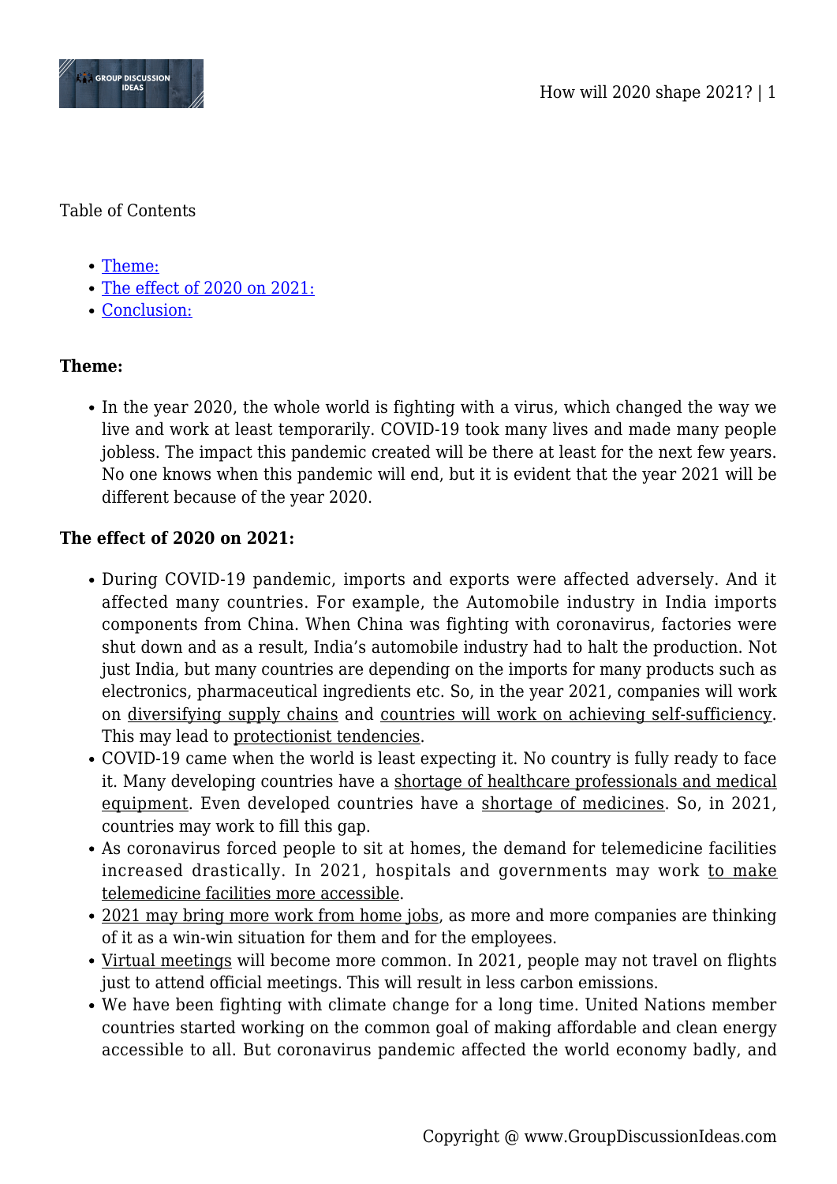Table of Contents

- Theme:
- The effect of 2020 on 2021:
- Conclusion:

**Theme:**

- In the year 2020, the whole world is fighting with a virus, which changed the way we live and work at least temporarily. COVID-19 took many lives and made many people jobless. The impact this pandemic created will be there at least for the next few years. No one knows when this pandemic will end, but it is evident that the year 2021 will be different because of the year 2020.

**The effect of 2020 on 2021:**

- During COVID-19 pandemic, imports and exports were affected adversely. And it affected many countries. For example, the Automobile industry in India imports components from China. When China was fighting with coronavirus, factories were shut down and as a result, India's automobile industry had to halt the production. Not just India, but many countries are depending on the imports for many products such as electronics, pharmaceutical ingredients etc. So, in the year 2021, companies will work on diversifying supply chains and countries will work on achieving self-sufficiency. This may lead to protectionist tendencies.
- COVID-19 came when the world is least expecting it. No country is fully ready to face it. Many developing countries have a shortage of healthcare professionals and medical equipment. Even developed countries have a shortage of medicines. So, in 2021, countries may work to fill this gap.
- As coronavirus forced people to sit at homes, the demand for telemedicine facilities increased drastically. In 2021, hospitals and governments may work to make telemedicine facilities more accessible.
- 2021 may bring more work from home jobs, as more and more companies are thinking of it as a win-win situation for them and for the employees.
- Virtual meetings will become more common. In 2021, people may not travel on flights just to attend official meetings. This will result in less carbon emissions.
- We have been fighting with climate change for a long time. United Nations member countries started working on the common goal of making affordable and clean energy accessible to all. But coronavirus pandemic affected the world economy badly, and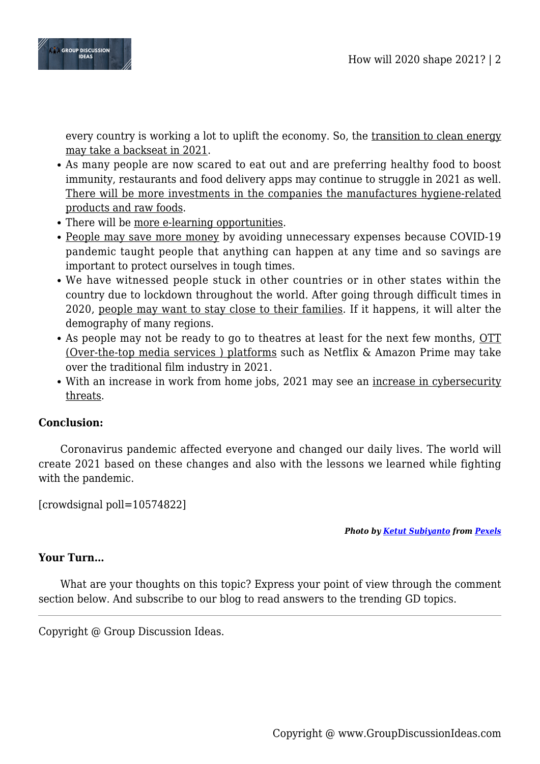every country is working a lot to uplift the economy. So, the transition to clean energy may take a backseat in 2021.

- As many people are now scared to eat out and are preferring healthy food to boost immunity, restaurants and food delivery apps may continue to struggle in 2021 as well. There will be more investments in the companies the manufactures hygiene-related products and raw foods.
- There will be more e-learning opportunities.
- People may save more money by avoiding unnecessary expenses because COVID-19 pandemic taught people that anything can happen at any time and so savings are important to protect ourselves in tough times.
- We have witnessed people stuck in other countries or in other states within the country due to lockdown throughout the world. After going through difficult times in 2020, people may want to stay close to their families. If it happens, it will alter the demography of many regions.
- As people may not be ready to go to theatres at least for the next few months, OTT (Over-the-top media services ) platforms such as Netflix & Amazon Prime may take over the traditional film industry in 2021.
- With an increase in work from home jobs, 2021 may see an increase in cybersecurity threats.

**Conclusion:**

Coronavirus pandemic affected everyone and changed our daily lives. The world will create 2021 based on these changes and also with the lessons we learned while fighting with the pandemic.

[crowdsignal poll=10574822]

***Photo by Ketut Subiyanto from Pexels***

**Your Turn…**

What are your thoughts on this topic? Express your point of view through the comment section below. And subscribe to our blog to read answers to the trending GD topics.

---

Copyright @ Group Discussion Ideas.